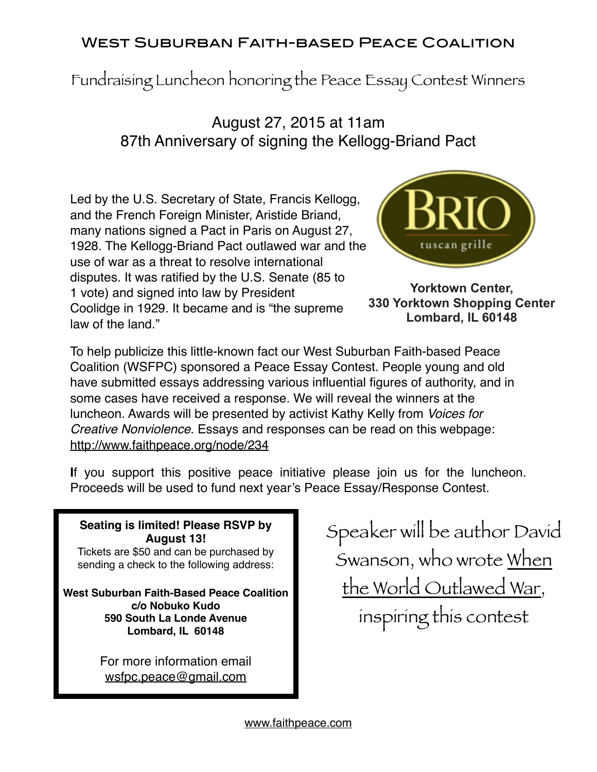# West Suburban Faith-based Peace Coalition

## Fundraising Luncheon honoring the Peace Essay Contest Winners

### August 27, 2015 at 11am
### 87th Anniversary of signing the Kellogg-Briand Pact

Led by the U.S. Secretary of State, Francis Kellogg, and the French Foreign Minister, Aristide Briand, many nations signed a Pact in Paris on August 27, 1928. The Kellogg-Briand Pact outlawed war and the use of war as a threat to resolve international disputes. It was ratified by the U.S. Senate (85 to 1 vote) and signed into law by President Coolidge in 1929. It became and is "the supreme law of the land."

BRIO
tuscan grille

**Yorktown Center,**
**330 Yorktown Shopping Center**
**Lombard, IL 60148**

To help publicize this little-known fact our West Suburban Faith-based Peace Coalition (WSFPC) sponsored a Peace Essay Contest. People young and old have submitted essays addressing various influential figures of authority, and in some cases have received a response. We will reveal the winners at the luncheon. Awards will be presented by activist Kathy Kelly from *Voices for Creative Nonviolence*. Essays and responses can be read on this webpage: http://www.faithpeace.org/node/234

**I**f you support this positive peace initiative please join us for the luncheon. Proceeds will be used to fund next year's Peace Essay/Response Contest.

**Seating is limited! Please RSVP by August 13!**
Tickets are $50 and can be purchased by sending a check to the following address:

**West Suburban Faith-Based Peace Coalition**
**c/o Nobuko Kudo**
**590 South La Londe Avenue**
**Lombard, IL 60148**

For more information email wsfpc.peace@gmail.com

Speaker will be author David Swanson, who wrote When the World Outlawed War, inspiring this contest

www.faithpeace.com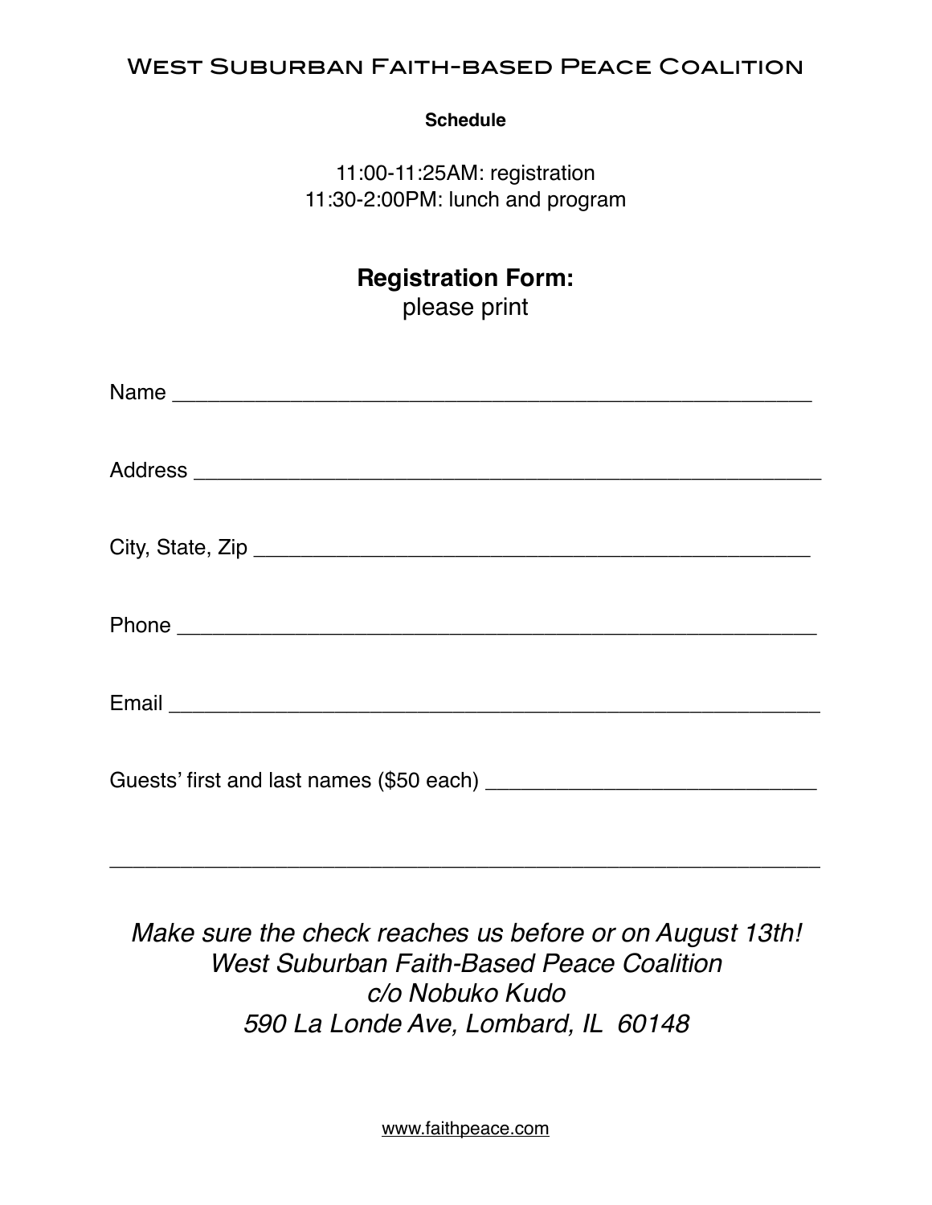# West Suburban Faith-based Peace Coalition

**Schedule**

11:00-11:25AM: registration
11:30-2:00PM: lunch and program

## Registration Form:

please print

Name ______________________________________________________

Address ____________________________________________________

City, State, Zip ______________________________________________

Phone _____________________________________________________

Email ______________________________________________________

Guests' first and last names ($50 each) ___________________________

____________________________________________________________

*Make sure the check reaches us before or on August 13th!*
*West Suburban Faith-Based Peace Coalition*
*c/o Nobuko Kudo*
*590 La Londe Ave, Lombard, IL 60148*

www.faithpeace.com